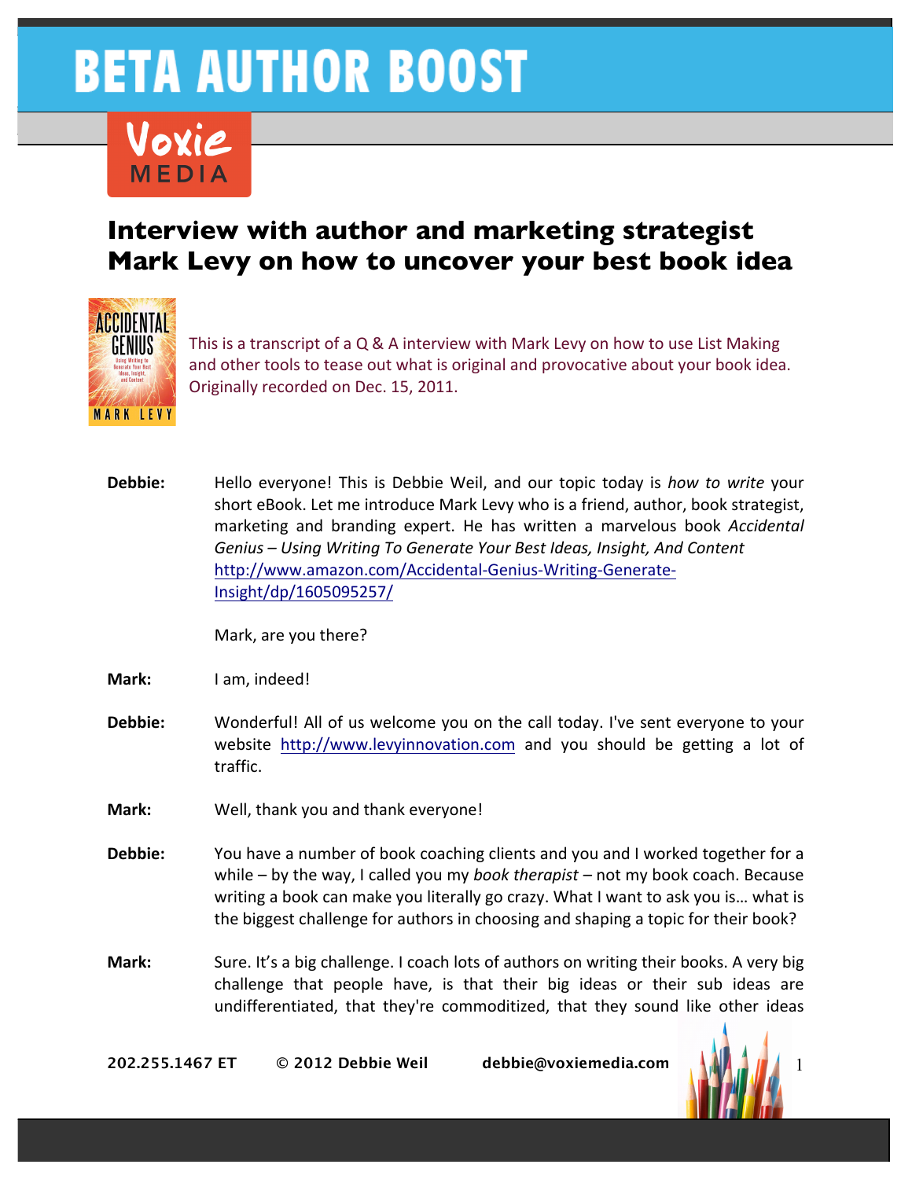# BETA AUTHOR BOOST

Voxie MEDIA

## Interview with author and marketing strategist Mark Levy on how to uncover your best book idea

This is a transcript of a Q & A interview with Mark Levy on how to use List Making and other tools to tease out what is original and provocative about your book idea. Originally recorded on Dec. 15, 2011.

**Debbie:** Hello everyone! This is Debbie Weil, and our topic today is *how to write* your short eBook. Let me introduce Mark Levy who is a friend, author, book strategist, marketing and branding expert. He has written a marvelous book *Accidental Genius – Using Writing To Generate Your Best Ideas, Insight, And Content* http://www.amazon.com/Accidental-Genius-Writing-Generate-Insight/dp/1605095257/

Mark, are you there?

**Mark:** I am, indeed!

**Debbie:** Wonderful! All of us welcome you on the call today. I've sent everyone to your website http://www.levyinnovation.com and you should be getting a lot of traffic.

**Mark:** Well, thank you and thank everyone!

**Debbie:** You have a number of book coaching clients and you and I worked together for a while – by the way, I called you my *book therapist* – not my book coach. Because writing a book can make you literally go crazy. What I want to ask you is… what is the biggest challenge for authors in choosing and shaping a topic for their book?

**Mark:** Sure. It's a big challenge. I coach lots of authors on writing their books. A very big challenge that people have, is that their big ideas or their sub ideas are undifferentiated, that they're commoditized, that they sound like other ideas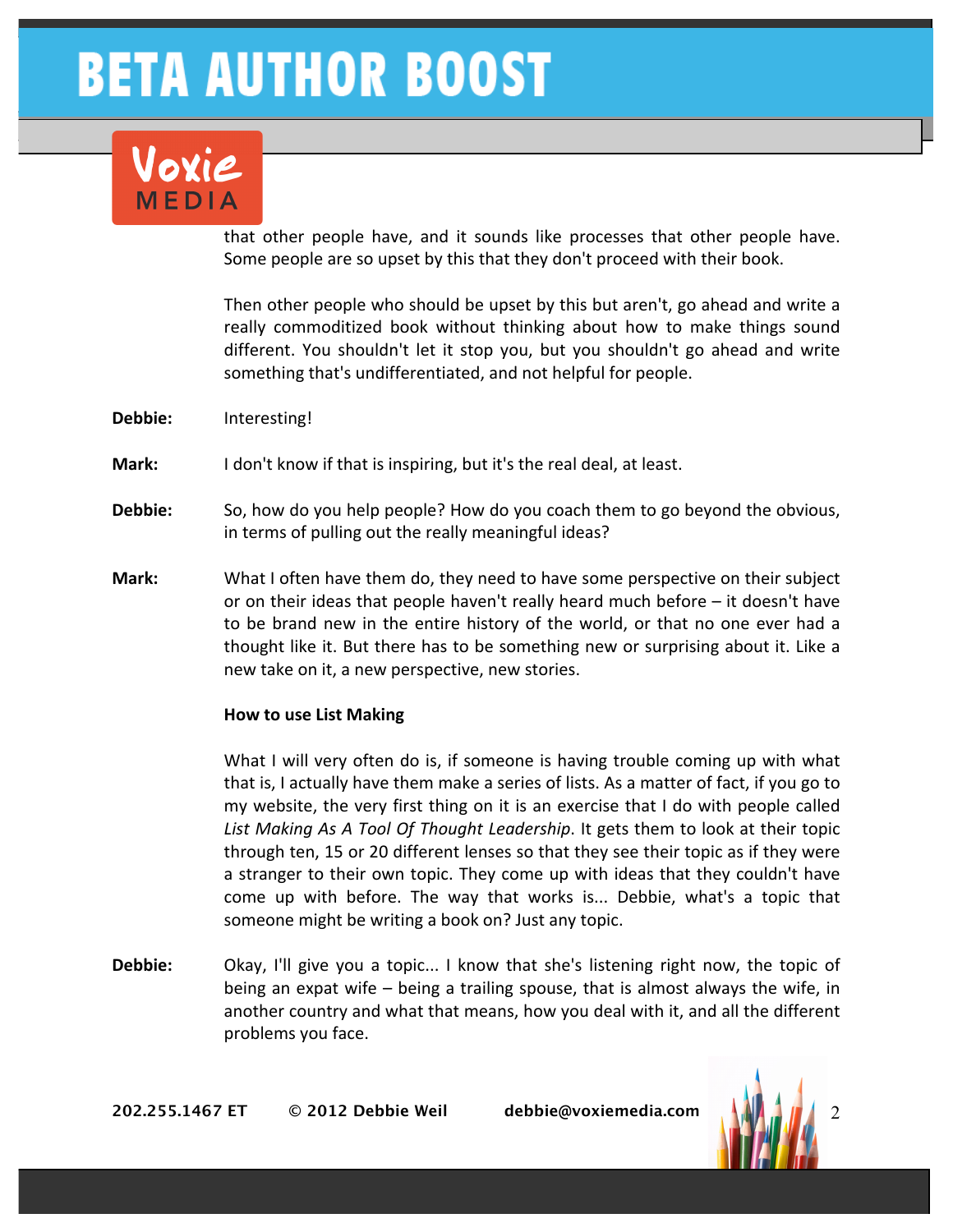that other people have, and it sounds like processes that other people have. Some people are so upset by this that they don't proceed with their book.

Then other people who should be upset by this but aren't, go ahead and write a really commoditized book without thinking about how to make things sound different. You shouldn't let it stop you, but you shouldn't go ahead and write something that's undifferentiated, and not helpful for people.

**Debbie:** Interesting!

**Mark:** I don't know if that is inspiring, but it's the real deal, at least.

**Debbie:** So, how do you help people? How do you coach them to go beyond the obvious, in terms of pulling out the really meaningful ideas?

**Mark:** What I often have them do, they need to have some perspective on their subject or on their ideas that people haven't really heard much before – it doesn't have to be brand new in the entire history of the world, or that no one ever had a thought like it. But there has to be something new or surprising about it. Like a new take on it, a new perspective, new stories.

**How to use List Making**

What I will very often do is, if someone is having trouble coming up with what that is, I actually have them make a series of lists. As a matter of fact, if you go to my website, the very first thing on it is an exercise that I do with people called *List Making As A Tool Of Thought Leadership*. It gets them to look at their topic through ten, 15 or 20 different lenses so that they see their topic as if they were a stranger to their own topic. They come up with ideas that they couldn't have come up with before. The way that works is... Debbie, what's a topic that someone might be writing a book on? Just any topic.

**Debbie:** Okay, I'll give you a topic... I know that she's listening right now, the topic of being an expat wife – being a trailing spouse, that is almost always the wife, in another country and what that means, how you deal with it, and all the different problems you face.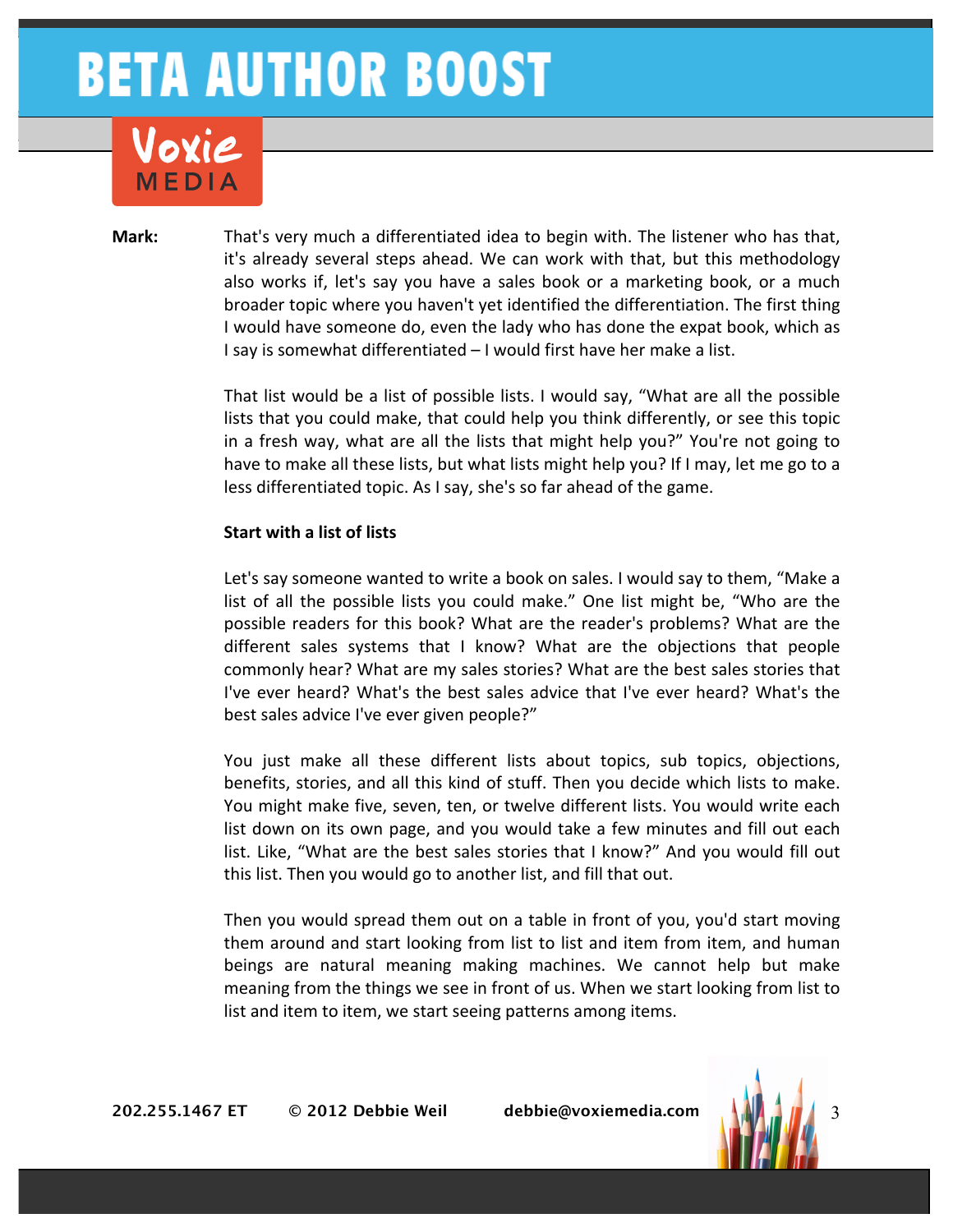**Mark:** That's very much a differentiated idea to begin with. The listener who has that, it's already several steps ahead. We can work with that, but this methodology also works if, let's say you have a sales book or a marketing book, or a much broader topic where you haven't yet identified the differentiation. The first thing I would have someone do, even the lady who has done the expat book, which as I say is somewhat differentiated – I would first have her make a list.

That list would be a list of possible lists. I would say, "What are all the possible lists that you could make, that could help you think differently, or see this topic in a fresh way, what are all the lists that might help you?" You're not going to have to make all these lists, but what lists might help you? If I may, let me go to a less differentiated topic. As I say, she's so far ahead of the game.

**Start with a list of lists**

Let's say someone wanted to write a book on sales. I would say to them, "Make a list of all the possible lists you could make." One list might be, "Who are the possible readers for this book? What are the reader's problems? What are the different sales systems that I know? What are the objections that people commonly hear? What are my sales stories? What are the best sales stories that I've ever heard? What's the best sales advice that I've ever heard? What's the best sales advice I've ever given people?"

You just make all these different lists about topics, sub topics, objections, benefits, stories, and all this kind of stuff. Then you decide which lists to make. You might make five, seven, ten, or twelve different lists. You would write each list down on its own page, and you would take a few minutes and fill out each list. Like, "What are the best sales stories that I know?" And you would fill out this list. Then you would go to another list, and fill that out.

Then you would spread them out on a table in front of you, you'd start moving them around and start looking from list to list and item from item, and human beings are natural meaning making machines. We cannot help but make meaning from the things we see in front of us. When we start looking from list to list and item to item, we start seeing patterns among items.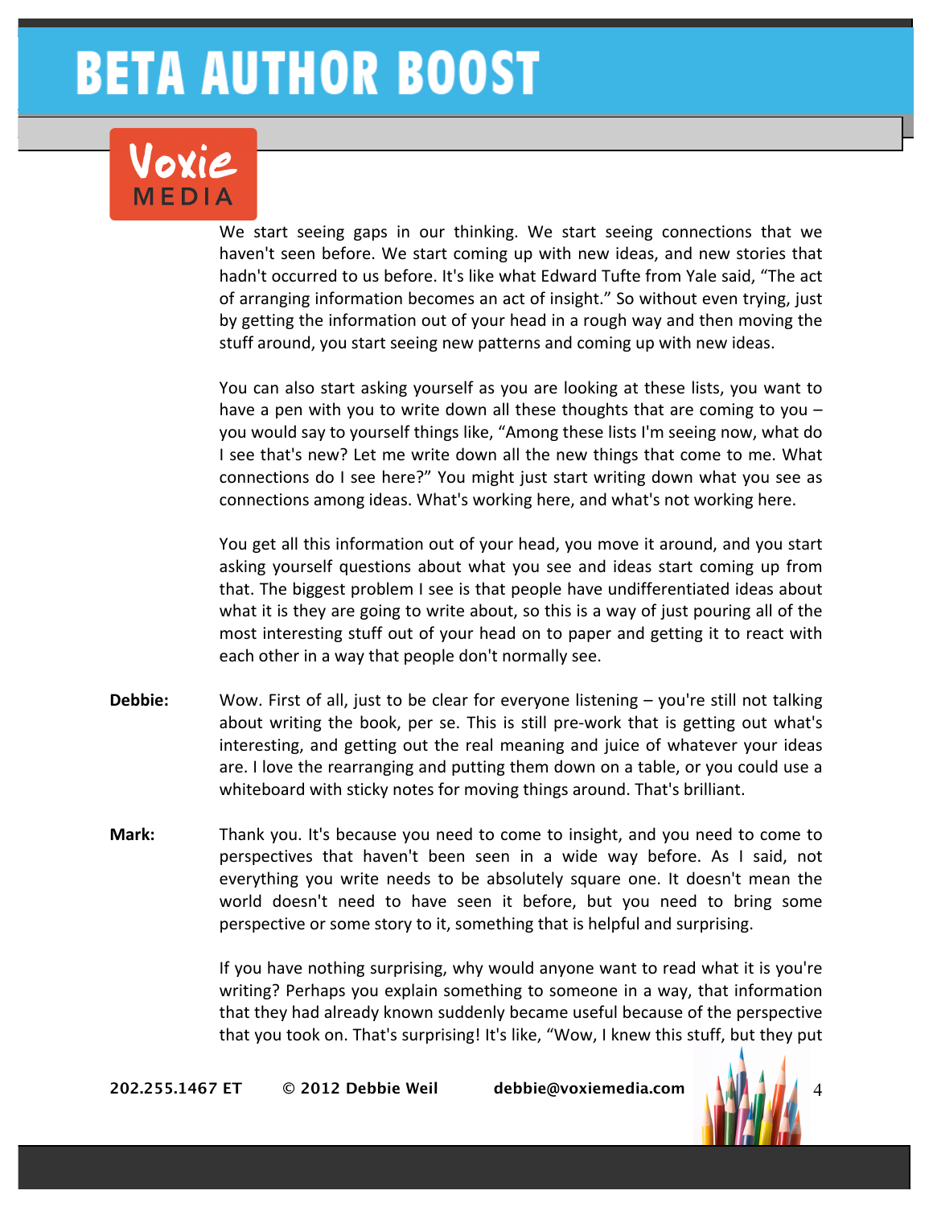We start seeing gaps in our thinking. We start seeing connections that we haven't seen before. We start coming up with new ideas, and new stories that hadn't occurred to us before. It's like what Edward Tufte from Yale said, "The act of arranging information becomes an act of insight." So without even trying, just by getting the information out of your head in a rough way and then moving the stuff around, you start seeing new patterns and coming up with new ideas.

You can also start asking yourself as you are looking at these lists, you want to have a pen with you to write down all these thoughts that are coming to you – you would say to yourself things like, "Among these lists I'm seeing now, what do I see that's new? Let me write down all the new things that come to me. What connections do I see here?" You might just start writing down what you see as connections among ideas. What's working here, and what's not working here.

You get all this information out of your head, you move it around, and you start asking yourself questions about what you see and ideas start coming up from that. The biggest problem I see is that people have undifferentiated ideas about what it is they are going to write about, so this is a way of just pouring all of the most interesting stuff out of your head on to paper and getting it to react with each other in a way that people don't normally see.

**Debbie:** Wow. First of all, just to be clear for everyone listening – you're still not talking about writing the book, per se. This is still pre-work that is getting out what's interesting, and getting out the real meaning and juice of whatever your ideas are. I love the rearranging and putting them down on a table, or you could use a whiteboard with sticky notes for moving things around. That's brilliant.

**Mark:** Thank you. It's because you need to come to insight, and you need to come to perspectives that haven't been seen in a wide way before. As I said, not everything you write needs to be absolutely square one. It doesn't mean the world doesn't need to have seen it before, but you need to bring some perspective or some story to it, something that is helpful and surprising.

If you have nothing surprising, why would anyone want to read what it is you're writing? Perhaps you explain something to someone in a way, that information that they had already known suddenly became useful because of the perspective that you took on. That's surprising! It's like, "Wow, I knew this stuff, but they put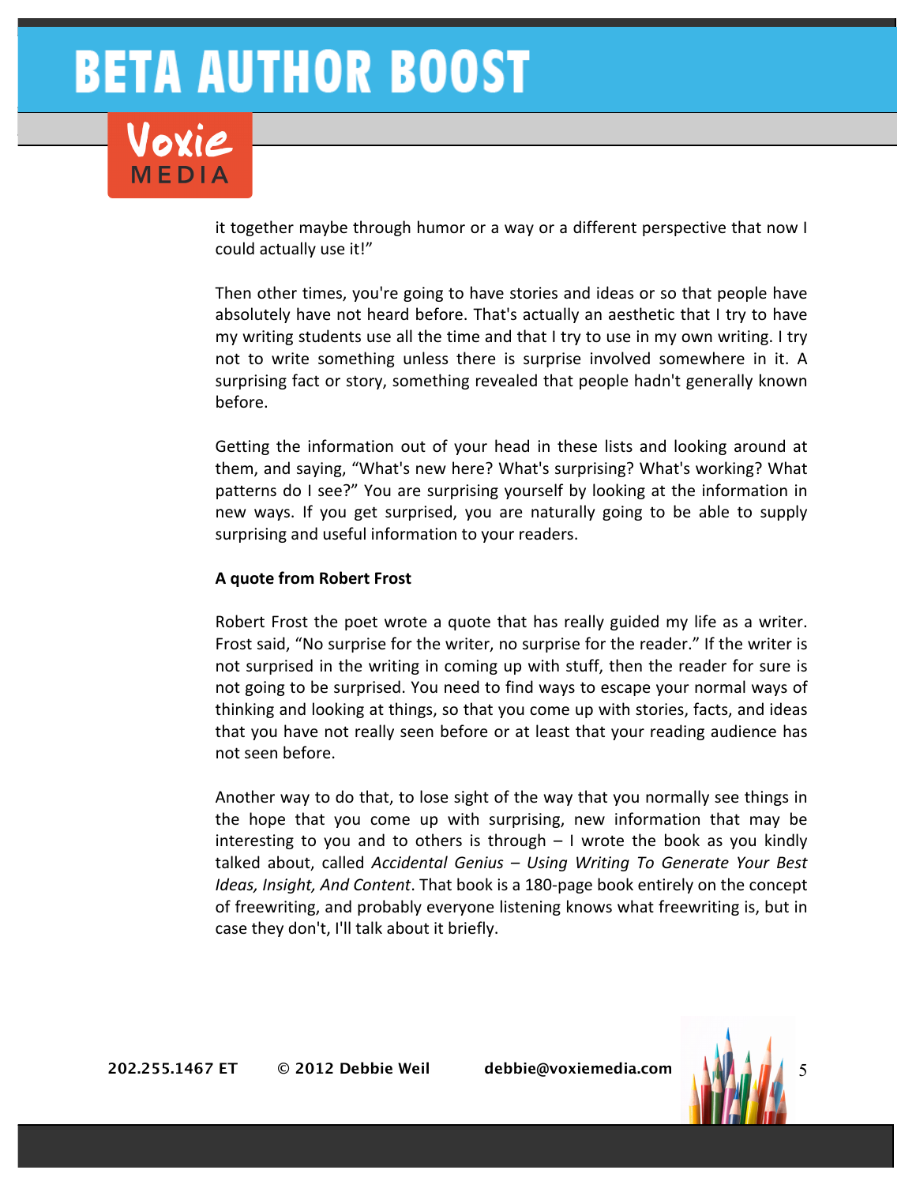it together maybe through humor or a way or a different perspective that now I could actually use it!"

Then other times, you're going to have stories and ideas or so that people have absolutely have not heard before. That's actually an aesthetic that I try to have my writing students use all the time and that I try to use in my own writing. I try not to write something unless there is surprise involved somewhere in it. A surprising fact or story, something revealed that people hadn't generally known before.

Getting the information out of your head in these lists and looking around at them, and saying, "What's new here? What's surprising? What's working? What patterns do I see?" You are surprising yourself by looking at the information in new ways. If you get surprised, you are naturally going to be able to supply surprising and useful information to your readers.

**A quote from Robert Frost**

Robert Frost the poet wrote a quote that has really guided my life as a writer. Frost said, "No surprise for the writer, no surprise for the reader." If the writer is not surprised in the writing in coming up with stuff, then the reader for sure is not going to be surprised. You need to find ways to escape your normal ways of thinking and looking at things, so that you come up with stories, facts, and ideas that you have not really seen before or at least that your reading audience has not seen before.

Another way to do that, to lose sight of the way that you normally see things in the hope that you come up with surprising, new information that may be interesting to you and to others is through – I wrote the book as you kindly talked about, called *Accidental Genius – Using Writing To Generate Your Best Ideas, Insight, And Content*. That book is a 180-page book entirely on the concept of freewriting, and probably everyone listening knows what freewriting is, but in case they don't, I'll talk about it briefly.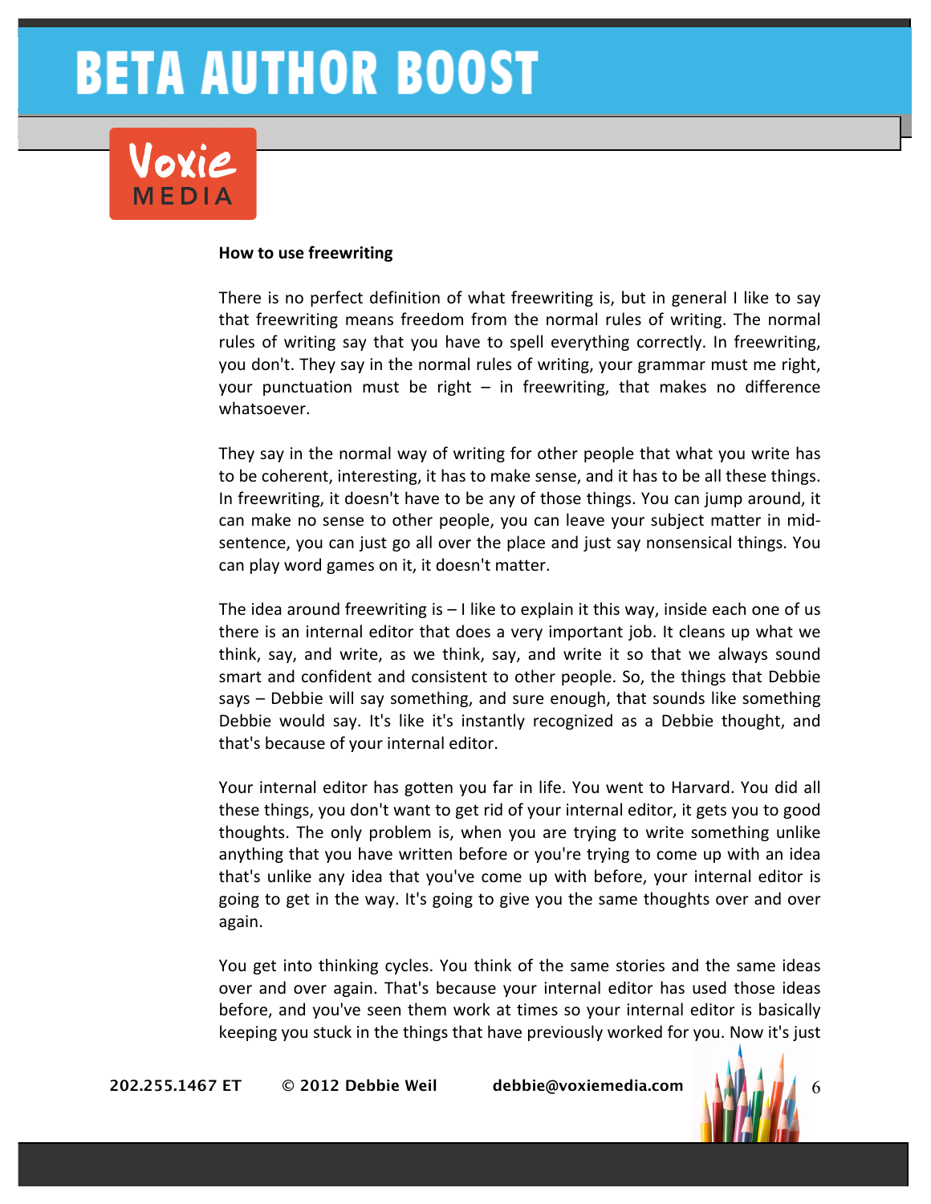**How to use freewriting**

There is no perfect definition of what freewriting is, but in general I like to say that freewriting means freedom from the normal rules of writing. The normal rules of writing say that you have to spell everything correctly. In freewriting, you don't. They say in the normal rules of writing, your grammar must me right, your punctuation must be right – in freewriting, that makes no difference whatsoever.

They say in the normal way of writing for other people that what you write has to be coherent, interesting, it has to make sense, and it has to be all these things. In freewriting, it doesn't have to be any of those things. You can jump around, it can make no sense to other people, you can leave your subject matter in mid-sentence, you can just go all over the place and just say nonsensical things. You can play word games on it, it doesn't matter.

The idea around freewriting is – I like to explain it this way, inside each one of us there is an internal editor that does a very important job. It cleans up what we think, say, and write, as we think, say, and write it so that we always sound smart and confident and consistent to other people. So, the things that Debbie says – Debbie will say something, and sure enough, that sounds like something Debbie would say. It's like it's instantly recognized as a Debbie thought, and that's because of your internal editor.

Your internal editor has gotten you far in life. You went to Harvard. You did all these things, you don't want to get rid of your internal editor, it gets you to good thoughts. The only problem is, when you are trying to write something unlike anything that you have written before or you're trying to come up with an idea that's unlike any idea that you've come up with before, your internal editor is going to get in the way. It's going to give you the same thoughts over and over again.

You get into thinking cycles. You think of the same stories and the same ideas over and over again. That's because your internal editor has used those ideas before, and you've seen them work at times so your internal editor is basically keeping you stuck in the things that have previously worked for you. Now it's just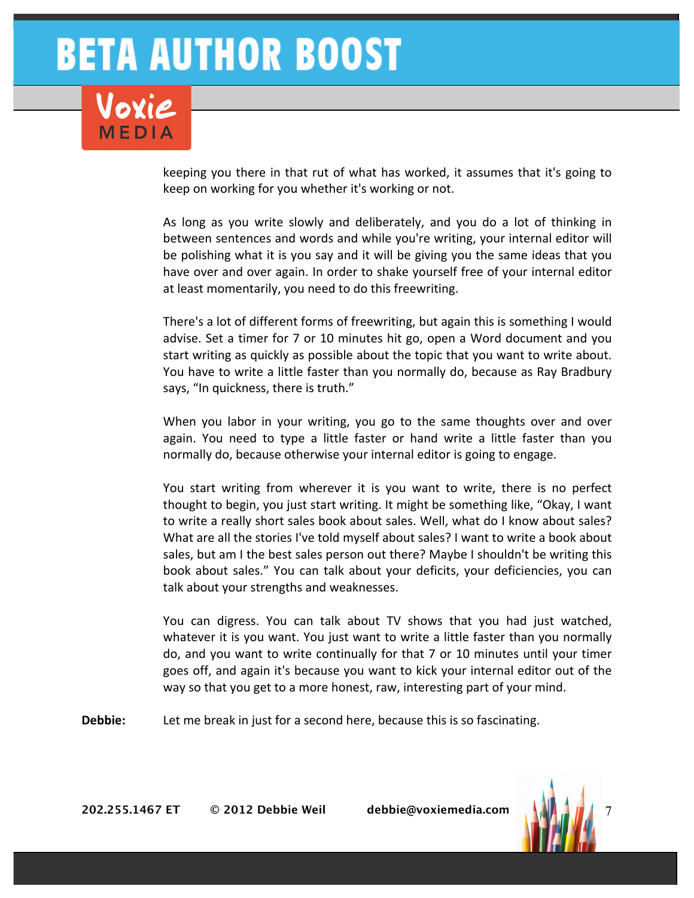keeping you there in that rut of what has worked, it assumes that it's going to keep on working for you whether it's working or not.

As long as you write slowly and deliberately, and you do a lot of thinking in between sentences and words and while you're writing, your internal editor will be polishing what it is you say and it will be giving you the same ideas that you have over and over again. In order to shake yourself free of your internal editor at least momentarily, you need to do this freewriting.

There's a lot of different forms of freewriting, but again this is something I would advise. Set a timer for 7 or 10 minutes hit go, open a Word document and you start writing as quickly as possible about the topic that you want to write about. You have to write a little faster than you normally do, because as Ray Bradbury says, "In quickness, there is truth."

When you labor in your writing, you go to the same thoughts over and over again. You need to type a little faster or hand write a little faster than you normally do, because otherwise your internal editor is going to engage.

You start writing from wherever it is you want to write, there is no perfect thought to begin, you just start writing. It might be something like, "Okay, I want to write a really short sales book about sales. Well, what do I know about sales? What are all the stories I've told myself about sales? I want to write a book about sales, but am I the best sales person out there? Maybe I shouldn't be writing this book about sales." You can talk about your deficits, your deficiencies, you can talk about your strengths and weaknesses.

You can digress. You can talk about TV shows that you had just watched, whatever it is you want. You just want to write a little faster than you normally do, and you want to write continually for that 7 or 10 minutes until your timer goes off, and again it's because you want to kick your internal editor out of the way so that you get to a more honest, raw, interesting part of your mind.

**Debbie:** Let me break in just for a second here, because this is so fascinating.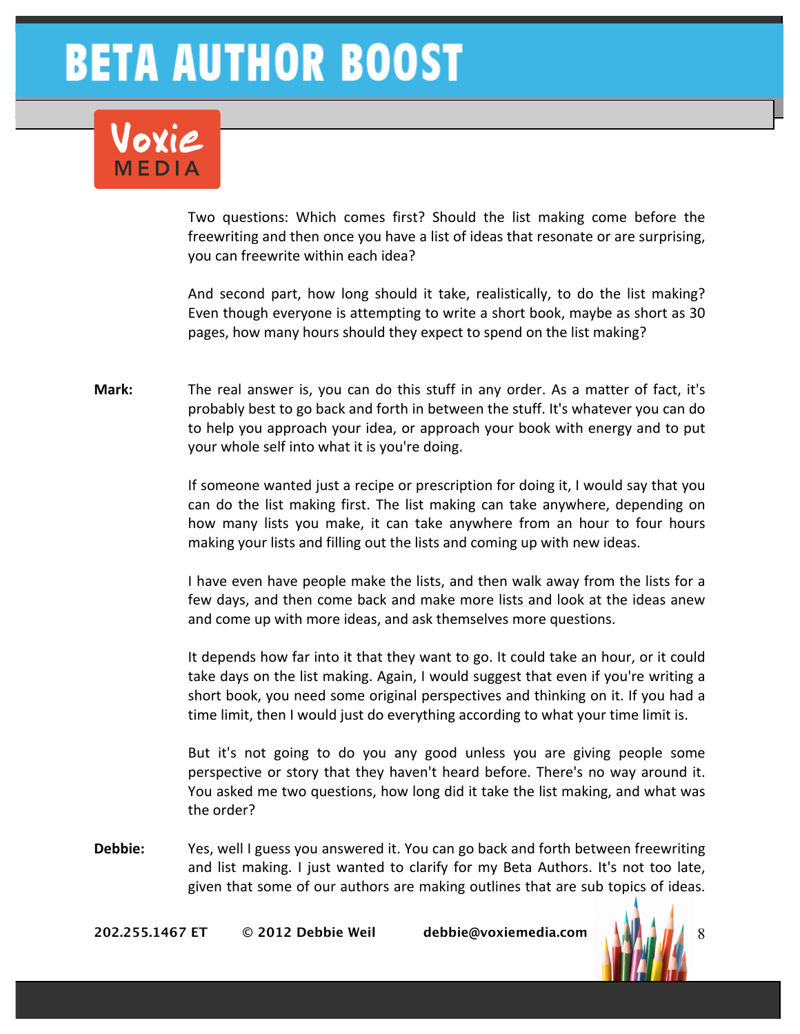Two questions: Which comes first? Should the list making come before the freewriting and then once you have a list of ideas that resonate or are surprising, you can freewrite within each idea?

And second part, how long should it take, realistically, to do the list making? Even though everyone is attempting to write a short book, maybe as short as 30 pages, how many hours should they expect to spend on the list making?

**Mark:** The real answer is, you can do this stuff in any order. As a matter of fact, it's probably best to go back and forth in between the stuff. It's whatever you can do to help you approach your idea, or approach your book with energy and to put your whole self into what it is you're doing.

If someone wanted just a recipe or prescription for doing it, I would say that you can do the list making first. The list making can take anywhere, depending on how many lists you make, it can take anywhere from an hour to four hours making your lists and filling out the lists and coming up with new ideas.

I have even have people make the lists, and then walk away from the lists for a few days, and then come back and make more lists and look at the ideas anew and come up with more ideas, and ask themselves more questions.

It depends how far into it that they want to go. It could take an hour, or it could take days on the list making. Again, I would suggest that even if you're writing a short book, you need some original perspectives and thinking on it. If you had a time limit, then I would just do everything according to what your time limit is.

But it's not going to do you any good unless you are giving people some perspective or story that they haven't heard before. There's no way around it. You asked me two questions, how long did it take the list making, and what was the order?

**Debbie:** Yes, well I guess you answered it. You can go back and forth between freewriting and list making. I just wanted to clarify for my Beta Authors. It's not too late, given that some of our authors are making outlines that are sub topics of ideas.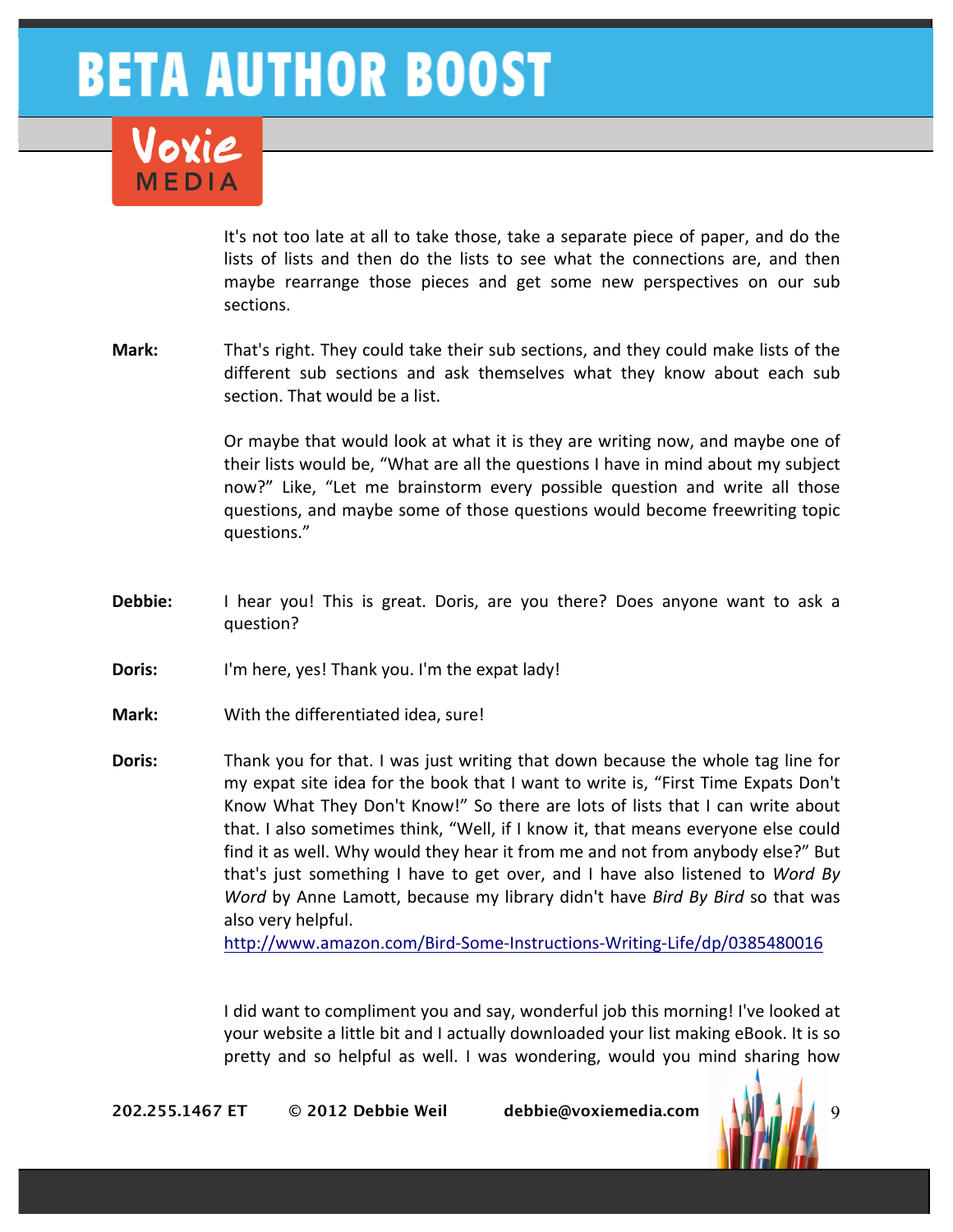It's not too late at all to take those, take a separate piece of paper, and do the lists of lists and then do the lists to see what the connections are, and then maybe rearrange those pieces and get some new perspectives on our sub sections.

**Mark:** That's right. They could take their sub sections, and they could make lists of the different sub sections and ask themselves what they know about each sub section. That would be a list.

Or maybe that would look at what it is they are writing now, and maybe one of their lists would be, "What are all the questions I have in mind about my subject now?" Like, "Let me brainstorm every possible question and write all those questions, and maybe some of those questions would become freewriting topic questions."

**Debbie:** I hear you! This is great. Doris, are you there? Does anyone want to ask a question?

**Doris:** I'm here, yes! Thank you. I'm the expat lady!

**Mark:** With the differentiated idea, sure!

**Doris:** Thank you for that. I was just writing that down because the whole tag line for my expat site idea for the book that I want to write is, "First Time Expats Don't Know What They Don't Know!" So there are lots of lists that I can write about that. I also sometimes think, "Well, if I know it, that means everyone else could find it as well. Why would they hear it from me and not from anybody else?" But that's just something I have to get over, and I have also listened to *Word By Word* by Anne Lamott, because my library didn't have *Bird By Bird* so that was also very helpful.
http://www.amazon.com/Bird-Some-Instructions-Writing-Life/dp/0385480016

I did want to compliment you and say, wonderful job this morning! I've looked at your website a little bit and I actually downloaded your list making eBook. It is so pretty and so helpful as well. I was wondering, would you mind sharing how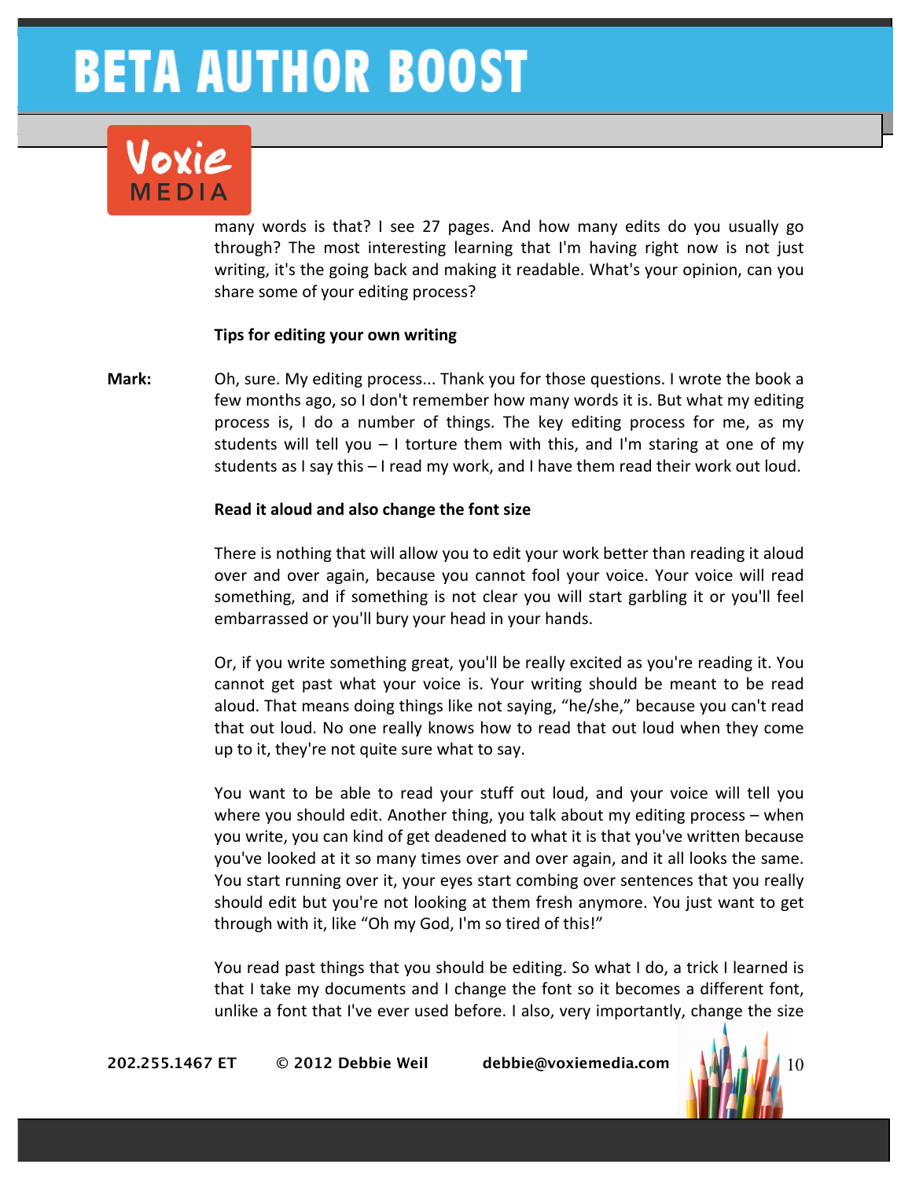many words is that? I see 27 pages. And how many edits do you usually go through? The most interesting learning that I'm having right now is not just writing, it's the going back and making it readable. What's your opinion, can you share some of your editing process?

**Tips for editing your own writing**

**Mark:** Oh, sure. My editing process... Thank you for those questions. I wrote the book a few months ago, so I don't remember how many words it is. But what my editing process is, I do a number of things. The key editing process for me, as my students will tell you – I torture them with this, and I'm staring at one of my students as I say this – I read my work, and I have them read their work out loud.

**Read it aloud and also change the font size**

There is nothing that will allow you to edit your work better than reading it aloud over and over again, because you cannot fool your voice. Your voice will read something, and if something is not clear you will start garbling it or you'll feel embarrassed or you'll bury your head in your hands.

Or, if you write something great, you'll be really excited as you're reading it. You cannot get past what your voice is. Your writing should be meant to be read aloud. That means doing things like not saying, "he/she," because you can't read that out loud. No one really knows how to read that out loud when they come up to it, they're not quite sure what to say.

You want to be able to read your stuff out loud, and your voice will tell you where you should edit. Another thing, you talk about my editing process – when you write, you can kind of get deadened to what it is that you've written because you've looked at it so many times over and over again, and it all looks the same. You start running over it, your eyes start combing over sentences that you really should edit but you're not looking at them fresh anymore. You just want to get through with it, like "Oh my God, I'm so tired of this!"

You read past things that you should be editing. So what I do, a trick I learned is that I take my documents and I change the font so it becomes a different font, unlike a font that I've ever used before. I also, very importantly, change the size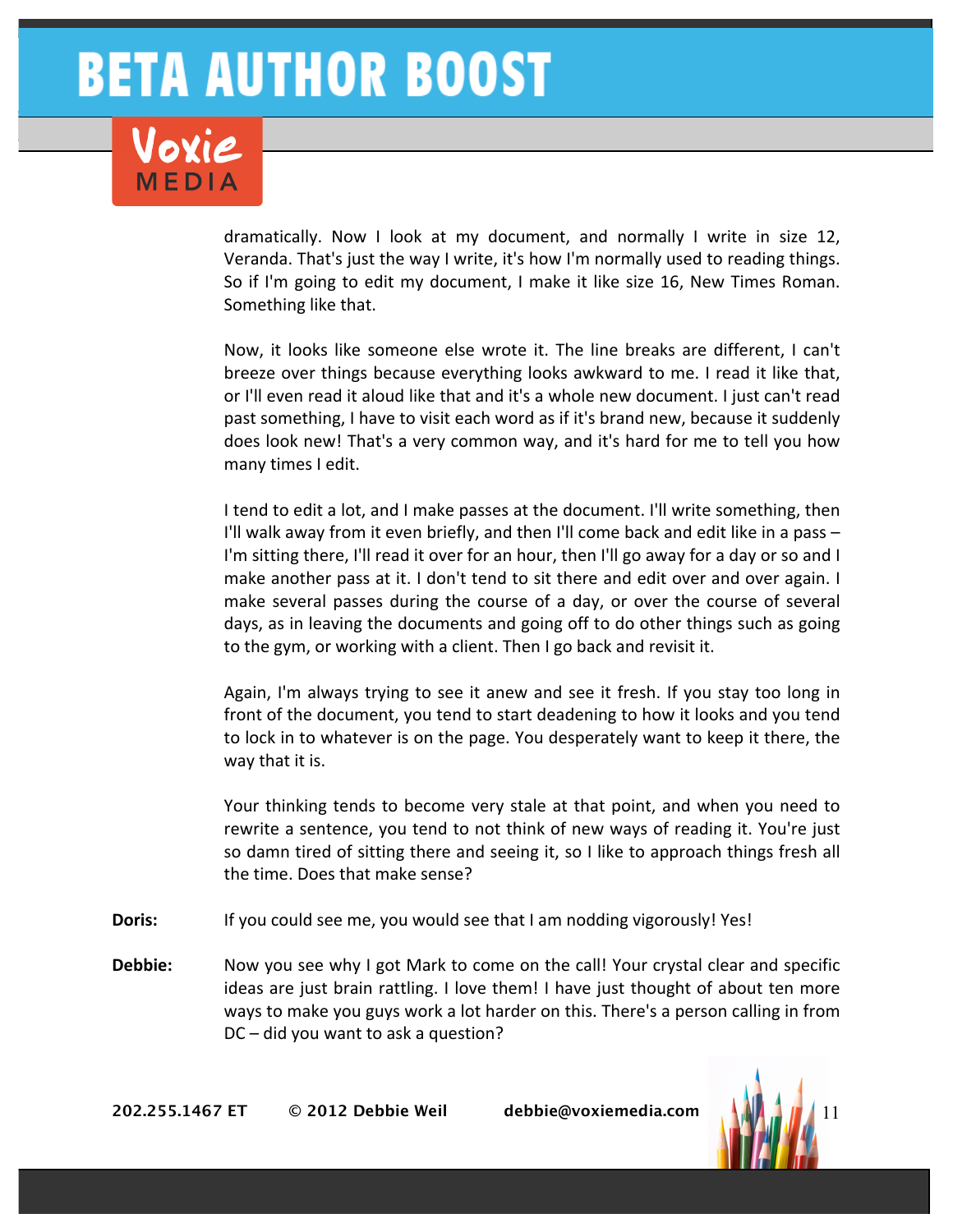dramatically. Now I look at my document, and normally I write in size 12, Veranda. That's just the way I write, it's how I'm normally used to reading things. So if I'm going to edit my document, I make it like size 16, New Times Roman. Something like that.

Now, it looks like someone else wrote it. The line breaks are different, I can't breeze over things because everything looks awkward to me. I read it like that, or I'll even read it aloud like that and it's a whole new document. I just can't read past something, I have to visit each word as if it's brand new, because it suddenly does look new! That's a very common way, and it's hard for me to tell you how many times I edit.

I tend to edit a lot, and I make passes at the document. I'll write something, then I'll walk away from it even briefly, and then I'll come back and edit like in a pass – I'm sitting there, I'll read it over for an hour, then I'll go away for a day or so and I make another pass at it. I don't tend to sit there and edit over and over again. I make several passes during the course of a day, or over the course of several days, as in leaving the documents and going off to do other things such as going to the gym, or working with a client. Then I go back and revisit it.

Again, I'm always trying to see it anew and see it fresh. If you stay too long in front of the document, you tend to start deadening to how it looks and you tend to lock in to whatever is on the page. You desperately want to keep it there, the way that it is.

Your thinking tends to become very stale at that point, and when you need to rewrite a sentence, you tend to not think of new ways of reading it. You're just so damn tired of sitting there and seeing it, so I like to approach things fresh all the time. Does that make sense?

**Doris:** If you could see me, you would see that I am nodding vigorously! Yes!

**Debbie:** Now you see why I got Mark to come on the call! Your crystal clear and specific ideas are just brain rattling. I love them! I have just thought of about ten more ways to make you guys work a lot harder on this. There's a person calling in from DC – did you want to ask a question?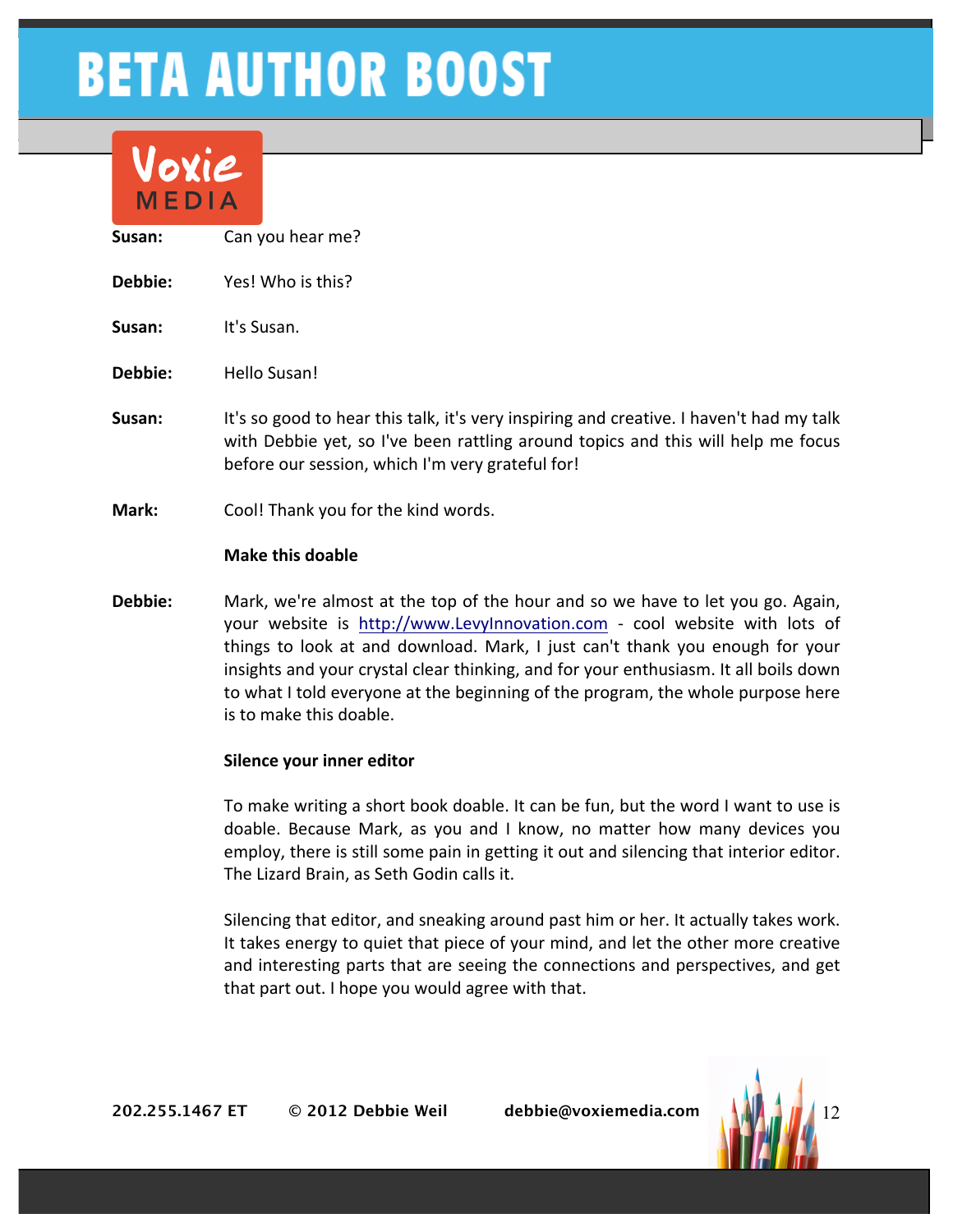**Susan:** Can you hear me?

**Debbie:** Yes! Who is this?

**Susan:** It's Susan.

**Debbie:** Hello Susan!

**Susan:** It's so good to hear this talk, it's very inspiring and creative. I haven't had my talk with Debbie yet, so I've been rattling around topics and this will help me focus before our session, which I'm very grateful for!

**Mark:** Cool! Thank you for the kind words.

**Make this doable**

**Debbie:** Mark, we're almost at the top of the hour and so we have to let you go. Again, your website is [http://www.LevyInnovation.com](http://www.LevyInnovation.com) - cool website with lots of things to look at and download. Mark, I just can't thank you enough for your insights and your crystal clear thinking, and for your enthusiasm. It all boils down to what I told everyone at the beginning of the program, the whole purpose here is to make this doable.

**Silence your inner editor**

To make writing a short book doable. It can be fun, but the word I want to use is doable. Because Mark, as you and I know, no matter how many devices you employ, there is still some pain in getting it out and silencing that interior editor. The Lizard Brain, as Seth Godin calls it.

Silencing that editor, and sneaking around past him or her. It actually takes work. It takes energy to quiet that piece of your mind, and let the other more creative and interesting parts that are seeing the connections and perspectives, and get that part out. I hope you would agree with that.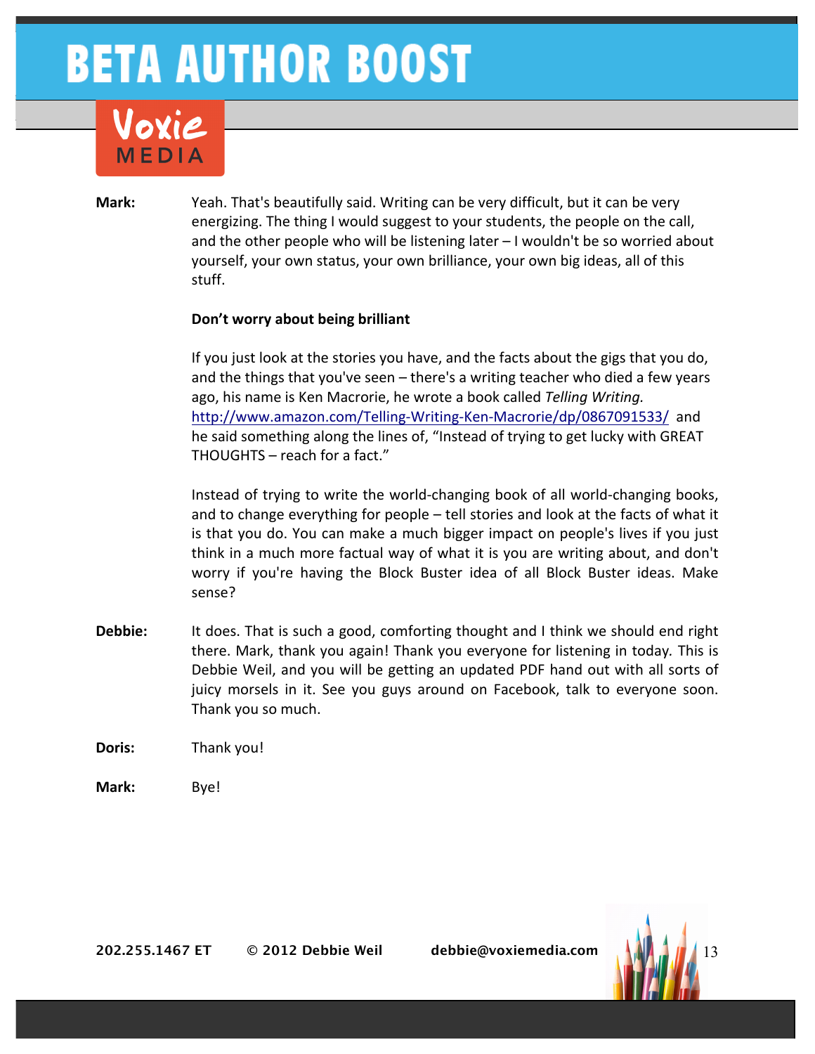**Mark:** Yeah. That's beautifully said. Writing can be very difficult, but it can be very energizing. The thing I would suggest to your students, the people on the call, and the other people who will be listening later – I wouldn't be so worried about yourself, your own status, your own brilliance, your own big ideas, all of this stuff.

**Don't worry about being brilliant**

If you just look at the stories you have, and the facts about the gigs that you do, and the things that you've seen – there's a writing teacher who died a few years ago, his name is Ken Macrorie, he wrote a book called *Telling Writing.* http://www.amazon.com/Telling-Writing-Ken-Macrorie/dp/0867091533/ and he said something along the lines of, "Instead of trying to get lucky with GREAT THOUGHTS – reach for a fact."

Instead of trying to write the world-changing book of all world-changing books, and to change everything for people – tell stories and look at the facts of what it is that you do. You can make a much bigger impact on people's lives if you just think in a much more factual way of what it is you are writing about, and don't worry if you're having the Block Buster idea of all Block Buster ideas. Make sense?

**Debbie:** It does. That is such a good, comforting thought and I think we should end right there. Mark, thank you again! Thank you everyone for listening in today. This is Debbie Weil, and you will be getting an updated PDF hand out with all sorts of juicy morsels in it. See you guys around on Facebook, talk to everyone soon. Thank you so much.

**Doris:** Thank you!

**Mark:** Bye!